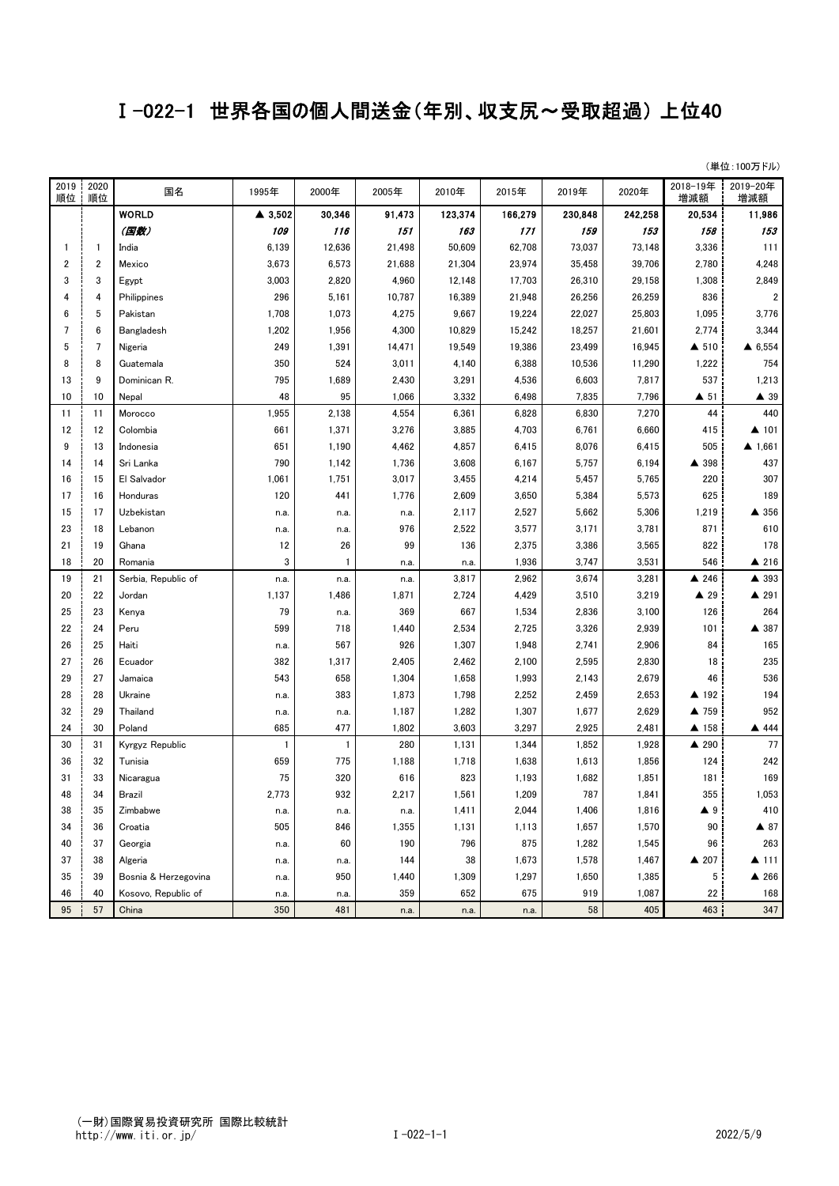# Ｉ-022-1 世界各国の個人間送金(年別、収支尻～受取超過) 上位40

（単位：100万ドル）

| 2019順位 | 2020順位 | 国名 | 1995年 | 2000年 | 2005年 | 2010年 | 2015年 | 2019年 | 2020年 | 2018-19年増減額 | 2019-20年増減額 |
|---|---|---|---|---|---|---|---|---|---|---|---|
| | | **WORLD** | **▲ 3,502** | **30,346** | **91,473** | **123,374** | **166,279** | **230,848** | **242,258** | **20,534** | **11,986** |
| | | ***(国数)*** | ***109*** | ***116*** | ***151*** | ***163*** | ***171*** | ***159*** | ***153*** | ***158*** | ***153*** |
| 1 | 1 | India | 6,139 | 12,636 | 21,498 | 50,609 | 62,708 | 73,037 | 73,148 | 3,336 | 111 |
| 2 | 2 | Mexico | 3,673 | 6,573 | 21,688 | 21,304 | 23,974 | 35,458 | 39,706 | 2,780 | 4,248 |
| 3 | 3 | Egypt | 3,003 | 2,820 | 4,960 | 12,148 | 17,703 | 26,310 | 29,158 | 1,308 | 2,849 |
| 4 | 4 | Philippines | 296 | 5,161 | 10,787 | 16,389 | 21,948 | 26,256 | 26,259 | 836 | 2 |
| 6 | 5 | Pakistan | 1,708 | 1,073 | 4,275 | 9,667 | 19,224 | 22,027 | 25,803 | 1,095 | 3,776 |
| 7 | 6 | Bangladesh | 1,202 | 1,956 | 4,300 | 10,829 | 15,242 | 18,257 | 21,601 | 2,774 | 3,344 |
| 5 | 7 | Nigeria | 249 | 1,391 | 14,471 | 19,549 | 19,386 | 23,499 | 16,945 | ▲ 510 | ▲ 6,554 |
| 8 | 8 | Guatemala | 350 | 524 | 3,011 | 4,140 | 6,388 | 10,536 | 11,290 | 1,222 | 754 |
| 13 | 9 | Dominican R. | 795 | 1,689 | 2,430 | 3,291 | 4,536 | 6,603 | 7,817 | 537 | 1,213 |
| 10 | 10 | Nepal | 48 | 95 | 1,066 | 3,332 | 6,498 | 7,835 | 7,796 | ▲ 51 | ▲ 39 |
| 11 | 11 | Morocco | 1,955 | 2,138 | 4,554 | 6,361 | 6,828 | 6,830 | 7,270 | 44 | 440 |
| 12 | 12 | Colombia | 661 | 1,371 | 3,276 | 3,885 | 4,703 | 6,761 | 6,660 | 415 | ▲ 101 |
| 9 | 13 | Indonesia | 651 | 1,190 | 4,462 | 4,857 | 6,415 | 8,076 | 6,415 | 505 | ▲ 1,661 |
| 14 | 14 | Sri Lanka | 790 | 1,142 | 1,736 | 3,608 | 6,167 | 5,757 | 6,194 | ▲ 398 | 437 |
| 16 | 15 | El Salvador | 1,061 | 1,751 | 3,017 | 3,455 | 4,214 | 5,457 | 5,765 | 220 | 307 |
| 17 | 16 | Honduras | 120 | 441 | 1,776 | 2,609 | 3,650 | 5,384 | 5,573 | 625 | 189 |
| 15 | 17 | Uzbekistan | n.a. | n.a. | n.a. | 2,117 | 2,527 | 5,662 | 5,306 | 1,219 | ▲ 356 |
| 23 | 18 | Lebanon | n.a. | n.a. | 976 | 2,522 | 3,577 | 3,171 | 3,781 | 871 | 610 |
| 21 | 19 | Ghana | 12 | 26 | 99 | 136 | 2,375 | 3,386 | 3,565 | 822 | 178 |
| 18 | 20 | Romania | 3 | 1 | n.a. | n.a. | 1,936 | 3,747 | 3,531 | 546 | ▲ 216 |
| 19 | 21 | Serbia, Republic of | n.a. | n.a. | n.a. | 3,817 | 2,962 | 3,674 | 3,281 | ▲ 246 | ▲ 393 |
| 20 | 22 | Jordan | 1,137 | 1,486 | 1,871 | 2,724 | 4,429 | 3,510 | 3,219 | ▲ 29 | ▲ 291 |
| 25 | 23 | Kenya | 79 | n.a. | 369 | 667 | 1,534 | 2,836 | 3,100 | 126 | 264 |
| 22 | 24 | Peru | 599 | 718 | 1,440 | 2,534 | 2,725 | 3,326 | 2,939 | 101 | ▲ 387 |
| 26 | 25 | Haiti | n.a. | 567 | 926 | 1,307 | 1,948 | 2,741 | 2,906 | 84 | 165 |
| 27 | 26 | Ecuador | 382 | 1,317 | 2,405 | 2,462 | 2,100 | 2,595 | 2,830 | 18 | 235 |
| 29 | 27 | Jamaica | 543 | 658 | 1,304 | 1,658 | 1,993 | 2,143 | 2,679 | 46 | 536 |
| 28 | 28 | Ukraine | n.a. | 383 | 1,873 | 1,798 | 2,252 | 2,459 | 2,653 | ▲ 192 | 194 |
| 32 | 29 | Thailand | n.a. | n.a. | 1,187 | 1,282 | 1,307 | 1,677 | 2,629 | ▲ 759 | 952 |
| 24 | 30 | Poland | 685 | 477 | 1,802 | 3,603 | 3,297 | 2,925 | 2,481 | ▲ 158 | ▲ 444 |
| 30 | 31 | Kyrgyz Republic | 1 | 1 | 280 | 1,131 | 1,344 | 1,852 | 1,928 | ▲ 290 | 77 |
| 36 | 32 | Tunisia | 659 | 775 | 1,188 | 1,718 | 1,638 | 1,613 | 1,856 | 124 | 242 |
| 31 | 33 | Nicaragua | 75 | 320 | 616 | 823 | 1,193 | 1,682 | 1,851 | 181 | 169 |
| 48 | 34 | Brazil | 2,773 | 932 | 2,217 | 1,561 | 1,209 | 787 | 1,841 | 355 | 1,053 |
| 38 | 35 | Zimbabwe | n.a. | n.a. | n.a. | 1,411 | 2,044 | 1,406 | 1,816 | ▲ 9 | 410 |
| 34 | 36 | Croatia | 505 | 846 | 1,355 | 1,131 | 1,113 | 1,657 | 1,570 | 90 | ▲ 87 |
| 40 | 37 | Georgia | n.a. | 60 | 190 | 796 | 875 | 1,282 | 1,545 | 96 | 263 |
| 37 | 38 | Algeria | n.a. | n.a. | 144 | 38 | 1,673 | 1,578 | 1,467 | ▲ 207 | ▲ 111 |
| 35 | 39 | Bosnia & Herzegovina | n.a. | 950 | 1,440 | 1,309 | 1,297 | 1,650 | 1,385 | 5 | ▲ 266 |
| 46 | 40 | Kosovo, Republic of | n.a. | n.a. | 359 | 652 | 675 | 919 | 1,087 | 22 | 168 |
| 95 | 57 | China | 350 | 481 | n.a. | n.a. | n.a. | 58 | 405 | 463 | 347 |

(一財)国際貿易投資研究所 国際比較統計
http://www.iti.or.jp/

2022/5/9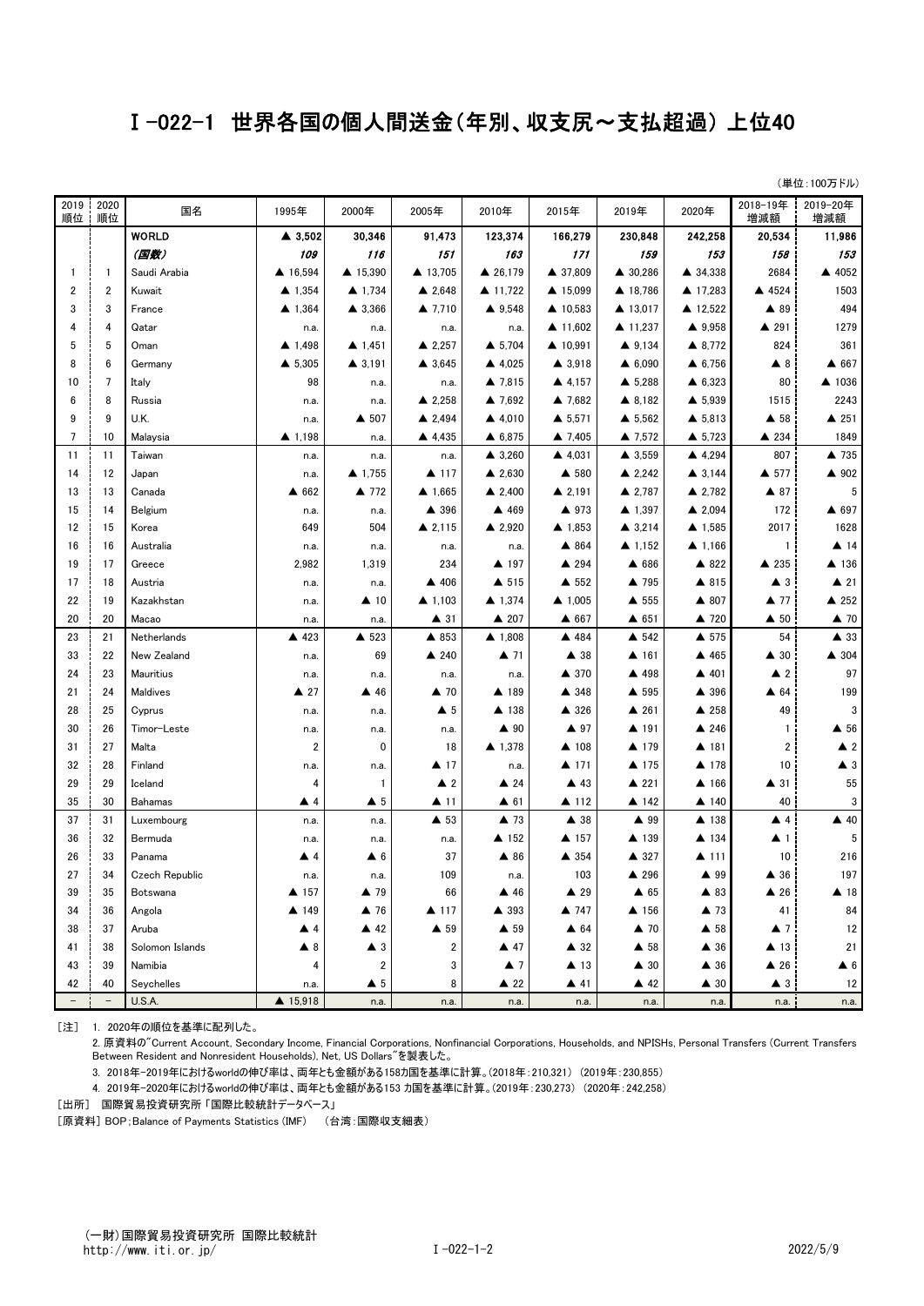# Ｉ-022-1　世界各国の個人間送金（年別、収支尻～支払超過）上位40

（単位：100万ドル）

| 2019順位 | 2020順位 | 国名 | 1995年 | 2000年 | 2005年 | 2010年 | 2015年 | 2019年 | 2020年 | 2018-19年増減額 | 2019-20年増減額 |
|---|---|---|---|---|---|---|---|---|---|---|---|
| | | **WORLD** | **▲ 3,502** | **30,346** | **91,473** | **123,374** | **166,279** | **230,848** | **242,258** | **20,534** | **11,986** |
| | | ***(国数)*** | ***109*** | ***116*** | ***151*** | ***163*** | ***171*** | ***159*** | ***153*** | ***158*** | ***153*** |
| 1 | 1 | Saudi Arabia | ▲ 16,594 | ▲ 15,390 | ▲ 13,705 | ▲ 26,179 | ▲ 37,809 | ▲ 30,286 | ▲ 34,338 | 2684 | ▲ 4052 |
| 2 | 2 | Kuwait | ▲ 1,354 | ▲ 1,734 | ▲ 2,648 | ▲ 11,722 | ▲ 15,099 | ▲ 18,786 | ▲ 17,283 | ▲ 4524 | 1503 |
| 3 | 3 | France | ▲ 1,364 | ▲ 3,366 | ▲ 7,710 | ▲ 9,548 | ▲ 10,583 | ▲ 13,017 | ▲ 12,522 | ▲ 89 | 494 |
| 4 | 4 | Qatar | n.a. | n.a. | n.a. | n.a. | ▲ 11,602 | ▲ 11,237 | ▲ 9,958 | ▲ 291 | 1279 |
| 5 | 5 | Oman | ▲ 1,498 | ▲ 1,451 | ▲ 2,257 | ▲ 5,704 | ▲ 10,991 | ▲ 9,134 | ▲ 8,772 | 824 | 361 |
| 8 | 6 | Germany | ▲ 5,305 | ▲ 3,191 | ▲ 3,645 | ▲ 4,025 | ▲ 3,918 | ▲ 6,090 | ▲ 6,756 | ▲ 8 | ▲ 667 |
| 10 | 7 | Italy | 98 | n.a. | n.a. | ▲ 7,815 | ▲ 4,157 | ▲ 5,288 | ▲ 6,323 | 80 | ▲ 1036 |
| 6 | 8 | Russia | n.a. | n.a. | ▲ 2,258 | ▲ 7,692 | ▲ 7,682 | ▲ 8,182 | ▲ 5,939 | 1515 | 2243 |
| 9 | 9 | U.K. | n.a. | ▲ 507 | ▲ 2,494 | ▲ 4,010 | ▲ 5,571 | ▲ 5,562 | ▲ 5,813 | ▲ 58 | ▲ 251 |
| 7 | 10 | Malaysia | ▲ 1,198 | n.a. | ▲ 4,435 | ▲ 6,875 | ▲ 7,405 | ▲ 7,572 | ▲ 5,723 | ▲ 234 | 1849 |
| 11 | 11 | Taiwan | n.a. | n.a. | n.a. | ▲ 3,260 | ▲ 4,031 | ▲ 3,559 | ▲ 4,294 | 807 | ▲ 735 |
| 14 | 12 | Japan | n.a. | ▲ 1,755 | ▲ 117 | ▲ 2,630 | ▲ 580 | ▲ 2,242 | ▲ 3,144 | ▲ 577 | ▲ 902 |
| 13 | 13 | Canada | ▲ 662 | ▲ 772 | ▲ 1,665 | ▲ 2,400 | ▲ 2,191 | ▲ 2,787 | ▲ 2,782 | ▲ 87 | 5 |
| 15 | 14 | Belgium | n.a. | n.a. | ▲ 396 | ▲ 469 | ▲ 973 | ▲ 1,397 | ▲ 2,094 | 172 | ▲ 697 |
| 12 | 15 | Korea | 649 | 504 | ▲ 2,115 | ▲ 2,920 | ▲ 1,853 | ▲ 3,214 | ▲ 1,585 | 2017 | 1628 |
| 16 | 16 | Australia | n.a. | n.a. | n.a. | n.a. | ▲ 864 | ▲ 1,152 | ▲ 1,166 | 1 | ▲ 14 |
| 19 | 17 | Greece | 2,982 | 1,319 | 234 | ▲ 197 | ▲ 294 | ▲ 686 | ▲ 822 | ▲ 235 | ▲ 136 |
| 17 | 18 | Austria | n.a. | n.a. | ▲ 406 | ▲ 515 | ▲ 552 | ▲ 795 | ▲ 815 | ▲ 3 | ▲ 21 |
| 22 | 19 | Kazakhstan | n.a. | ▲ 10 | ▲ 1,103 | ▲ 1,374 | ▲ 1,005 | ▲ 555 | ▲ 807 | ▲ 77 | ▲ 252 |
| 20 | 20 | Macao | n.a. | n.a. | ▲ 31 | ▲ 207 | ▲ 667 | ▲ 651 | ▲ 720 | ▲ 50 | ▲ 70 |
| 23 | 21 | Netherlands | ▲ 423 | ▲ 523 | ▲ 853 | ▲ 1,808 | ▲ 484 | ▲ 542 | ▲ 575 | 54 | ▲ 33 |
| 33 | 22 | New Zealand | n.a. | 69 | ▲ 240 | ▲ 71 | ▲ 38 | ▲ 161 | ▲ 465 | ▲ 30 | ▲ 304 |
| 24 | 23 | Mauritius | n.a. | n.a. | n.a. | n.a. | ▲ 370 | ▲ 498 | ▲ 401 | ▲ 2 | 97 |
| 21 | 24 | Maldives | ▲ 27 | ▲ 46 | ▲ 70 | ▲ 189 | ▲ 348 | ▲ 595 | ▲ 396 | ▲ 64 | 199 |
| 28 | 25 | Cyprus | n.a. | n.a. | ▲ 5 | ▲ 138 | ▲ 326 | ▲ 261 | ▲ 258 | 49 | 3 |
| 30 | 26 | Timor-Leste | n.a. | n.a. | n.a. | ▲ 90 | ▲ 97 | ▲ 191 | ▲ 246 | 1 | ▲ 56 |
| 31 | 27 | Malta | 2 | 0 | 18 | ▲ 1,378 | ▲ 108 | ▲ 179 | ▲ 181 | 2 | ▲ 2 |
| 32 | 28 | Finland | n.a. | n.a. | ▲ 17 | n.a. | ▲ 171 | ▲ 175 | ▲ 178 | 10 | ▲ 3 |
| 29 | 29 | Iceland | 4 | 1 | ▲ 2 | ▲ 24 | ▲ 43 | ▲ 221 | ▲ 166 | ▲ 31 | 55 |
| 35 | 30 | Bahamas | ▲ 4 | ▲ 5 | ▲ 11 | ▲ 61 | ▲ 112 | ▲ 142 | ▲ 140 | 40 | 3 |
| 37 | 31 | Luxembourg | n.a. | n.a. | ▲ 53 | ▲ 73 | ▲ 38 | ▲ 99 | ▲ 138 | ▲ 4 | ▲ 40 |
| 36 | 32 | Bermuda | n.a. | n.a. | n.a. | ▲ 152 | ▲ 157 | ▲ 139 | ▲ 134 | ▲ 1 | 5 |
| 26 | 33 | Panama | ▲ 4 | ▲ 6 | 37 | ▲ 86 | ▲ 354 | ▲ 327 | ▲ 111 | 10 | 216 |
| 27 | 34 | Czech Republic | n.a. | n.a. | 109 | n.a. | 103 | ▲ 296 | ▲ 99 | ▲ 36 | 197 |
| 39 | 35 | Botswana | ▲ 157 | ▲ 79 | 66 | ▲ 46 | ▲ 29 | ▲ 65 | ▲ 83 | ▲ 26 | ▲ 18 |
| 34 | 36 | Angola | ▲ 149 | ▲ 76 | ▲ 117 | ▲ 393 | ▲ 747 | ▲ 156 | ▲ 73 | 41 | 84 |
| 38 | 37 | Aruba | ▲ 4 | ▲ 42 | ▲ 59 | ▲ 59 | ▲ 64 | ▲ 70 | ▲ 58 | ▲ 7 | 12 |
| 41 | 38 | Solomon Islands | ▲ 8 | ▲ 3 | 2 | ▲ 47 | ▲ 32 | ▲ 58 | ▲ 36 | ▲ 13 | 21 |
| 43 | 39 | Namibia | 4 | 2 | 3 | ▲ 7 | ▲ 13 | ▲ 30 | ▲ 36 | ▲ 26 | ▲ 6 |
| 42 | 40 | Seychelles | n.a. | ▲ 5 | 8 | ▲ 22 | ▲ 41 | ▲ 42 | ▲ 30 | ▲ 3 | 12 |
| － | － | U.S.A. | ▲ 15,918 | n.a. | n.a. | n.a. | n.a. | n.a. | n.a. | n.a. | n.a. |

［注］ 1. 2020年の順位を基準に配列した。

2. 原資料の"Current Account, Secondary Income, Financial Corporations, Nonfinancial Corporations, Households, and NPISHs, Personal Transfers (Current Transfers Between Resident and Nonresident Households), Net, US Dollars"を製表した。

3. 2018年-2019年におけるworldの伸び率は、両年とも金額がある158カ国を基準に計算。(2018年：210,321) (2019年：230,855)

4. 2019年-2020年におけるworldの伸び率は、両年とも金額がある153 カ国を基準に計算。(2019年：230,273) (2020年：242,258)

［出所］ 国際貿易投資研究所「国際比較統計データベース」

［原資料］ BOP；Balance of Payments Statistics (IMF)　（台湾：国際収支細表）

(一財)国際貿易投資研究所 国際比較統計
http://www.iti.or.jp/

2022/5/9